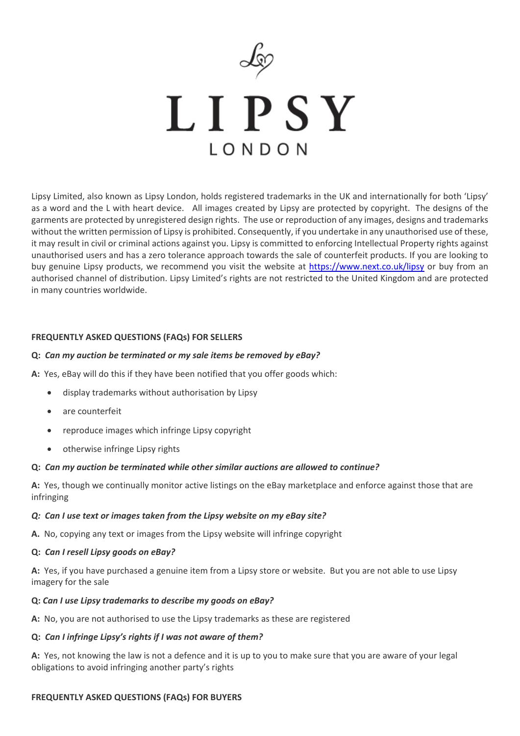# LIPSY

LONDON

Lipsy Limited, also known as Lipsy London, holds registered trademarks in the UK and internationally for both 'Lipsy' as a word and the L with heart device. All images created by Lipsy are protected by copyright. The designs of the garments are protected by unregistered design rights. The use or reproduction of any images, designs and trademarks without the written permission of Lipsy is prohibited. Consequently, if you undertake in any unauthorised use of these, it may result in civil or criminal actions against you. Lipsy is committed to enforcing Intellectual Property rights against unauthorised users and has a zero tolerance approach towards the sale of counterfeit products. If you are looking to buy genuine Lipsy products, we recommend you visit the website at [https://www.next.co.uk/lipsy](https://www.next.co.uk/lipsy) or buy from an authorised channel of distribution. Lipsy Limited's rights are not restricted to the United Kingdom and are protected in many countries worldwide.

## FREQUENTLY ASKED QUESTIONS (FAQs) FOR SELLERS

**Q:** ***Can my auction be terminated or my sale items be removed by eBay?***

**A:** Yes, eBay will do this if they have been notified that you offer goods which:

- display trademarks without authorisation by Lipsy
- are counterfeit
- reproduce images which infringe Lipsy copyright
- otherwise infringe Lipsy rights

**Q:** ***Can my auction be terminated while other similar auctions are allowed to continue?***

**A:** Yes, though we continually monitor active listings on the eBay marketplace and enforce against those that are infringing

***Q: Can I use text or images taken from the Lipsy website on my eBay site?***

**A.** No, copying any text or images from the Lipsy website will infringe copyright

**Q:** ***Can I resell Lipsy goods on eBay?***

**A:** Yes, if you have purchased a genuine item from a Lipsy store or website. But you are not able to use Lipsy imagery for the sale

**Q:** ***Can I use Lipsy trademarks to describe my goods on eBay?***

**A:** No, you are not authorised to use the Lipsy trademarks as these are registered

**Q:** ***Can I infringe Lipsy's rights if I was not aware of them?***

**A:** Yes, not knowing the law is not a defence and it is up to you to make sure that you are aware of your legal obligations to avoid infringing another party's rights

## FREQUENTLY ASKED QUESTIONS (FAQs) FOR BUYERS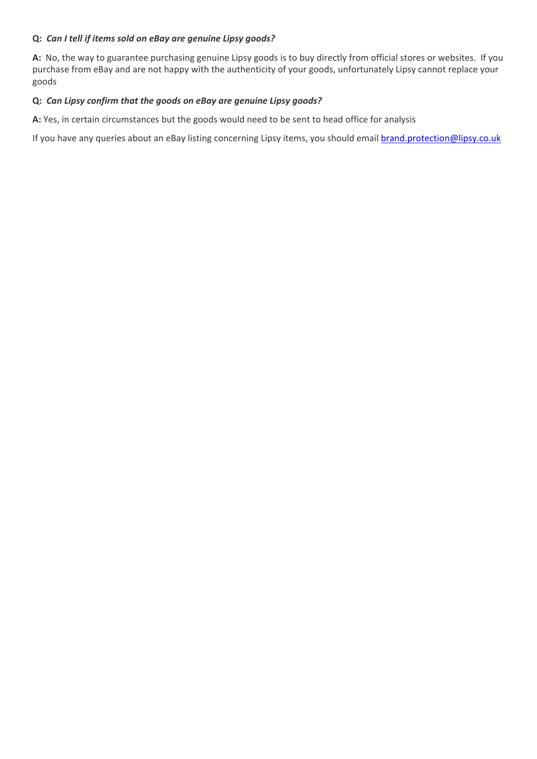**Q:** ***Can I tell if items sold on eBay are genuine Lipsy goods?***

**A:** No, the way to guarantee purchasing genuine Lipsy goods is to buy directly from official stores or websites. If you purchase from eBay and are not happy with the authenticity of your goods, unfortunately Lipsy cannot replace your goods

**Q:** ***Can Lipsy confirm that the goods on eBay are genuine Lipsy goods?***

**A:** Yes, in certain circumstances but the goods would need to be sent to head office for analysis

If you have any queries about an eBay listing concerning Lipsy items, you should email brand.protection@lipsy.co.uk